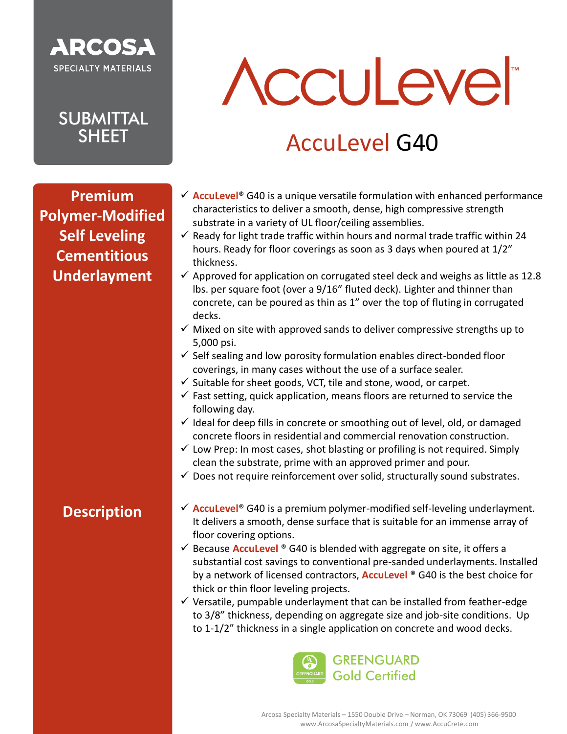ARCOSA
SPECIALTY MATERIALS

SUBMITTAL SHEET

# AccuLevel™

## AccuLevel G40

### Premium Polymer-Modified Self Leveling Cementitious Underlayment

- ✓ **AccuLevel**® G40 is a unique versatile formulation with enhanced performance characteristics to deliver a smooth, dense, high compressive strength substrate in a variety of UL floor/ceiling assemblies.
- ✓ Ready for light trade traffic within hours and normal trade traffic within 24 hours. Ready for floor coverings as soon as 3 days when poured at 1/2" thickness.
- ✓ Approved for application on corrugated steel deck and weighs as little as 12.8 lbs. per square foot (over a 9/16" fluted deck). Lighter and thinner than concrete, can be poured as thin as 1" over the top of fluting in corrugated decks.
- ✓ Mixed on site with approved sands to deliver compressive strengths up to 5,000 psi.
- ✓ Self sealing and low porosity formulation enables direct-bonded floor coverings, in many cases without the use of a surface sealer.
- ✓ Suitable for sheet goods, VCT, tile and stone, wood, or carpet.
- ✓ Fast setting, quick application, means floors are returned to service the following day.
- ✓ Ideal for deep fills in concrete or smoothing out of level, old, or damaged concrete floors in residential and commercial renovation construction.
- ✓ Low Prep: In most cases, shot blasting or profiling is not required. Simply clean the substrate, prime with an approved primer and pour.
- ✓ Does not require reinforcement over solid, structurally sound substrates.

### Description

- ✓ **AccuLevel**® G40 is a premium polymer-modified self-leveling underlayment. It delivers a smooth, dense surface that is suitable for an immense array of floor covering options.
- ✓ Because **AccuLevel** ® G40 is blended with aggregate on site, it offers a substantial cost savings to conventional pre-sanded underlayments. Installed by a network of licensed contractors, **AccuLevel** ® G40 is the best choice for thick or thin floor leveling projects.
- ✓ Versatile, pumpable underlayment that can be installed from feather-edge to 3/8" thickness, depending on aggregate size and job-site conditions. Up to 1-1/2" thickness in a single application on concrete and wood decks.

GREENGUARD Gold Certified

Arcosa Specialty Materials – 1550 Double Drive – Norman, OK 73069 (405) 366-9500
www.ArcosaSpecialtyMaterials.com / www.AccuCrete.com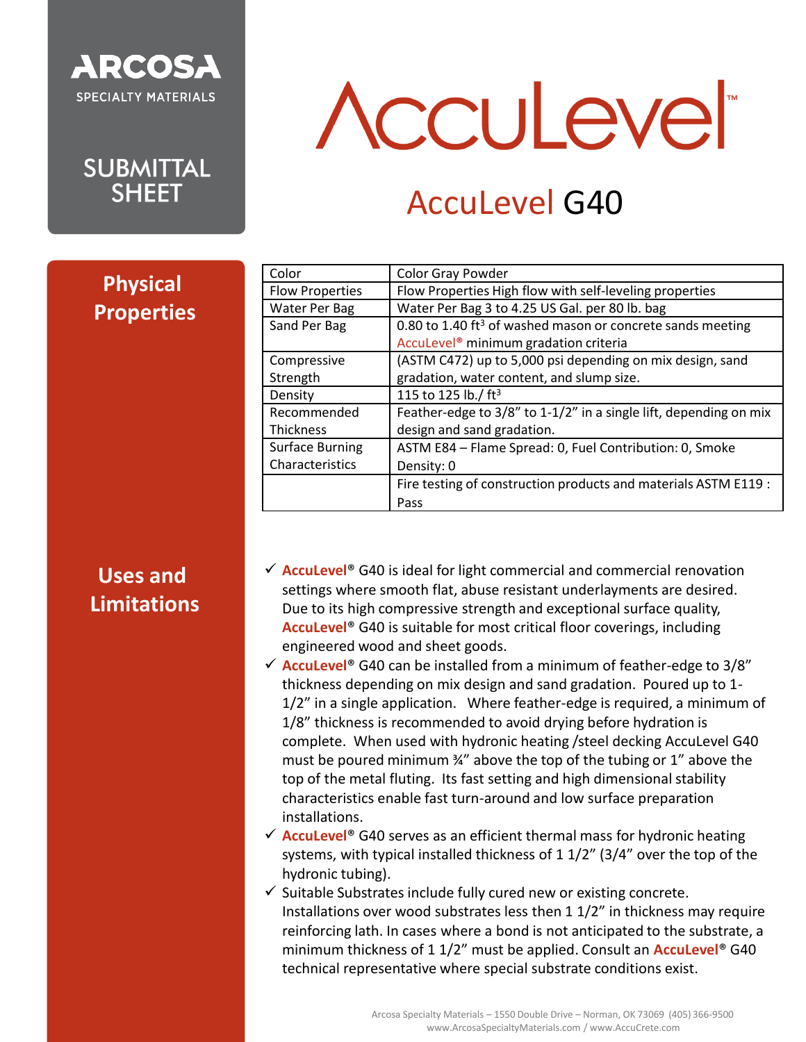ARCOSA

SPECIALTY MATERIALS

SUBMITTAL SHEET

# AccuLevel™

## AccuLevel G40

### Physical Properties

| | |
|---|---|
| Color | Color Gray Powder |
| Flow Properties | Flow Properties High flow with self-leveling properties |
| Water Per Bag | Water Per Bag 3 to 4.25 US Gal. per 80 lb. bag |
| Sand Per Bag | 0.80 to 1.40 $ft^3$ of washed mason or concrete sands meeting AccuLevel® minimum gradation criteria |
| Compressive Strength | (ASTM C472) up to 5,000 psi depending on mix design, sand gradation, water content, and slump size. |
| Density | 115 to 125 lb./ $ft^3$ |
| Recommended Thickness | Feather-edge to 3/8" to 1-1/2" in a single lift, depending on mix design and sand gradation. |
| Surface Burning Characteristics | ASTM E84 – Flame Spread: 0, Fuel Contribution: 0, Smoke Density: 0 |
| | Fire testing of construction products and materials ASTM E119 : Pass |

### Uses and Limitations

- ✓ **AccuLevel®** G40 is ideal for light commercial and commercial renovation settings where smooth flat, abuse resistant underlayments are desired. Due to its high compressive strength and exceptional surface quality, **AccuLevel®** G40 is suitable for most critical floor coverings, including engineered wood and sheet goods.
- ✓ **AccuLevel®** G40 can be installed from a minimum of feather-edge to 3/8" thickness depending on mix design and sand gradation. Poured up to 1-1/2" in a single application. Where feather-edge is required, a minimum of 1/8" thickness is recommended to avoid drying before hydration is complete. When used with hydronic heating /steel decking AccuLevel G40 must be poured minimum ¾" above the top of the tubing or 1" above the top of the metal fluting. Its fast setting and high dimensional stability characteristics enable fast turn-around and low surface preparation installations.
- ✓ **AccuLevel®** G40 serves as an efficient thermal mass for hydronic heating systems, with typical installed thickness of 1 1/2" (3/4" over the top of the hydronic tubing).
- ✓ Suitable Substrates include fully cured new or existing concrete. Installations over wood substrates less then 1 1/2" in thickness may require reinforcing lath. In cases where a bond is not anticipated to the substrate, a minimum thickness of 1 1/2" must be applied. Consult an **AccuLevel®** G40 technical representative where special substrate conditions exist.

Arcosa Specialty Materials – 1550 Double Drive – Norman, OK 73069 (405) 366-9500
www.ArcosaSpecialtyMaterials.com / www.AccuCrete.com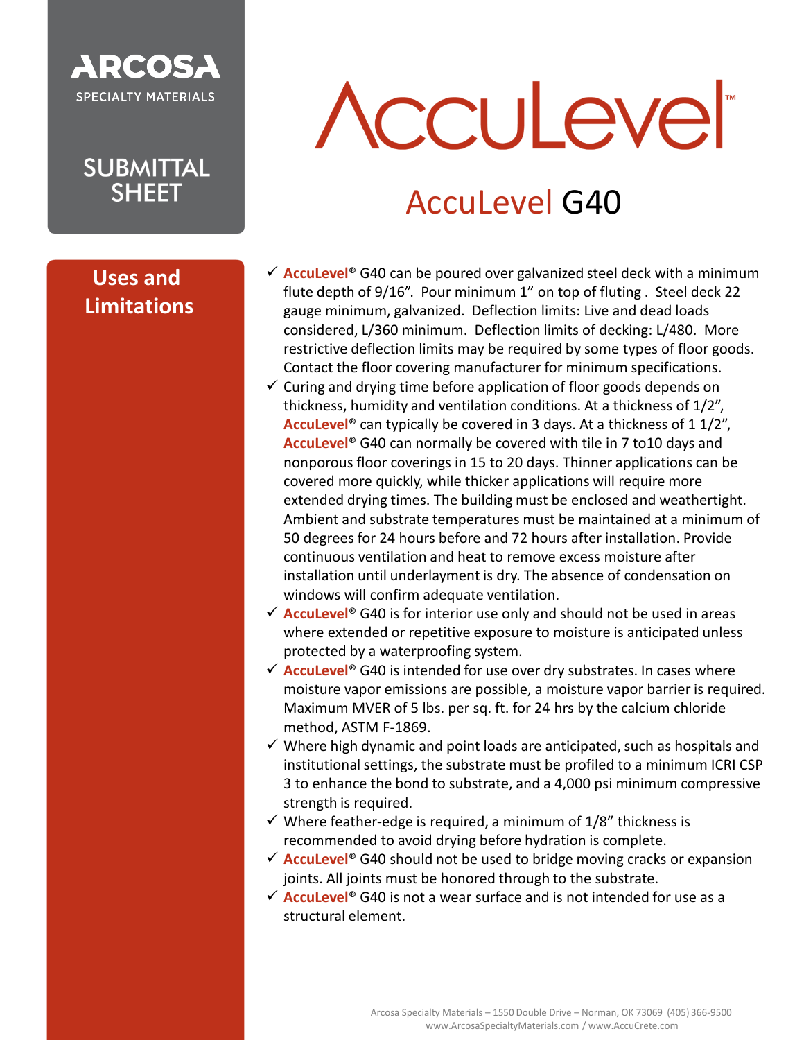ARCOSA
SPECIALTY MATERIALS

SUBMITTAL SHEET

# AccuLevel™

## AccuLevel G40

### Uses and Limitations

- ✓ **AccuLevel**® G40 can be poured over galvanized steel deck with a minimum flute depth of 9/16". Pour minimum 1" on top of fluting . Steel deck 22 gauge minimum, galvanized. Deflection limits: Live and dead loads considered, L/360 minimum. Deflection limits of decking: L/480. More restrictive deflection limits may be required by some types of floor goods. Contact the floor covering manufacturer for minimum specifications.
- ✓ Curing and drying time before application of floor goods depends on thickness, humidity and ventilation conditions. At a thickness of 1/2", **AccuLevel**® can typically be covered in 3 days. At a thickness of 1 1/2", **AccuLevel**® G40 can normally be covered with tile in 7 to10 days and nonporous floor coverings in 15 to 20 days. Thinner applications can be covered more quickly, while thicker applications will require more extended drying times. The building must be enclosed and weathertight. Ambient and substrate temperatures must be maintained at a minimum of 50 degrees for 24 hours before and 72 hours after installation. Provide continuous ventilation and heat to remove excess moisture after installation until underlayment is dry. The absence of condensation on windows will confirm adequate ventilation.
- ✓ **AccuLevel**® G40 is for interior use only and should not be used in areas where extended or repetitive exposure to moisture is anticipated unless protected by a waterproofing system.
- ✓ **AccuLevel**® G40 is intended for use over dry substrates. In cases where moisture vapor emissions are possible, a moisture vapor barrier is required. Maximum MVER of 5 lbs. per sq. ft. for 24 hrs by the calcium chloride method, ASTM F-1869.
- ✓ Where high dynamic and point loads are anticipated, such as hospitals and institutional settings, the substrate must be profiled to a minimum ICRI CSP 3 to enhance the bond to substrate, and a 4,000 psi minimum compressive strength is required.
- ✓ Where feather-edge is required, a minimum of 1/8" thickness is recommended to avoid drying before hydration is complete.
- ✓ **AccuLevel**® G40 should not be used to bridge moving cracks or expansion joints. All joints must be honored through to the substrate.
- ✓ **AccuLevel**® G40 is not a wear surface and is not intended for use as a structural element.

Arcosa Specialty Materials – 1550 Double Drive – Norman, OK 73069 (405) 366-9500
www.ArcosaSpecialtyMaterials.com / www.AccuCrete.com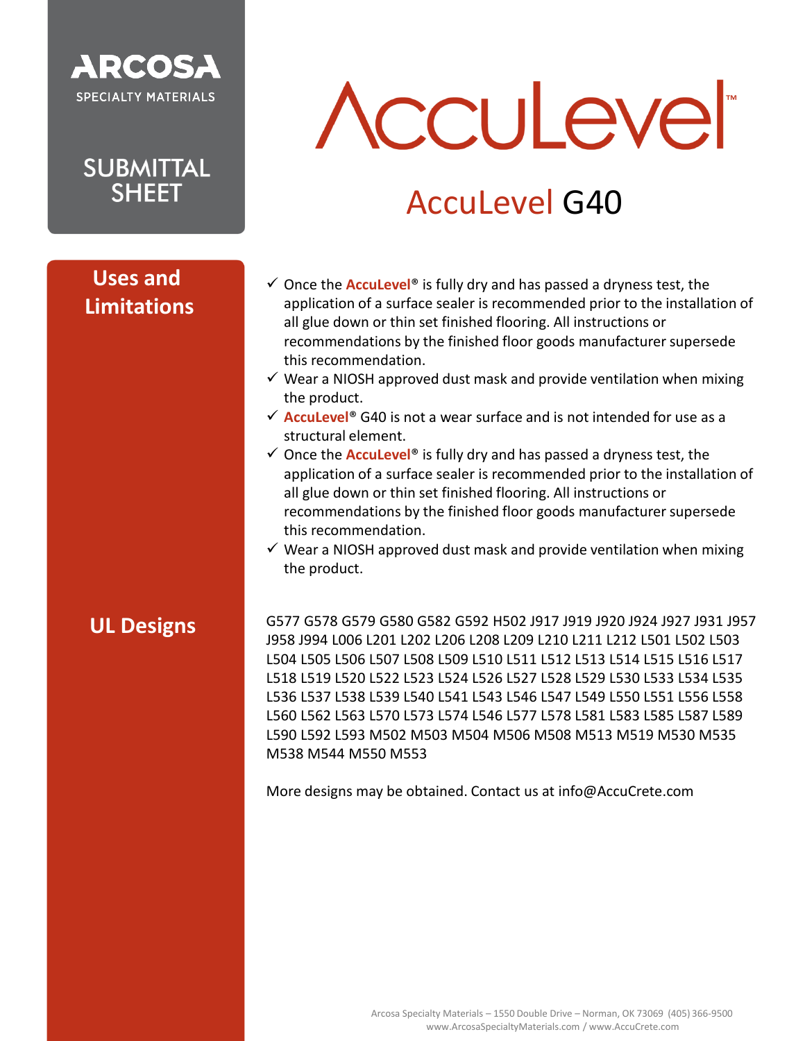ARCOSA SPECIALTY MATERIALS

SUBMITTAL SHEET

# AccuLevel™

## AccuLevel G40

### Uses and Limitations

- ✓ Once the **AccuLevel**® is fully dry and has passed a dryness test, the application of a surface sealer is recommended prior to the installation of all glue down or thin set finished flooring. All instructions or recommendations by the finished floor goods manufacturer supersede this recommendation.
- ✓ Wear a NIOSH approved dust mask and provide ventilation when mixing the product.
- ✓ **AccuLevel**® G40 is not a wear surface and is not intended for use as a structural element.
- ✓ Once the **AccuLevel**® is fully dry and has passed a dryness test, the application of a surface sealer is recommended prior to the installation of all glue down or thin set finished flooring. All instructions or recommendations by the finished floor goods manufacturer supersede this recommendation.
- ✓ Wear a NIOSH approved dust mask and provide ventilation when mixing the product.

### UL Designs

G577 G578 G579 G580 G582 G592 H502 J917 J919 J920 J924 J927 J931 J957 J958 J994 L006 L201 L202 L206 L208 L209 L210 L211 L212 L501 L502 L503 L504 L505 L506 L507 L508 L509 L510 L511 L512 L513 L514 L515 L516 L517 L518 L519 L520 L522 L523 L524 L526 L527 L528 L529 L530 L533 L534 L535 L536 L537 L538 L539 L540 L541 L543 L546 L547 L549 L550 L551 L556 L558 L560 L562 L563 L570 L573 L574 L546 L577 L578 L581 L583 L585 L587 L589 L590 L592 L593 M502 M503 M504 M506 M508 M513 M519 M530 M535 M538 M544 M550 M553

More designs may be obtained. Contact us at info@AccuCrete.com

Arcosa Specialty Materials – 1550 Double Drive – Norman, OK 73069 (405) 366-9500
www.ArcosaSpecialtyMaterials.com / www.AccuCrete.com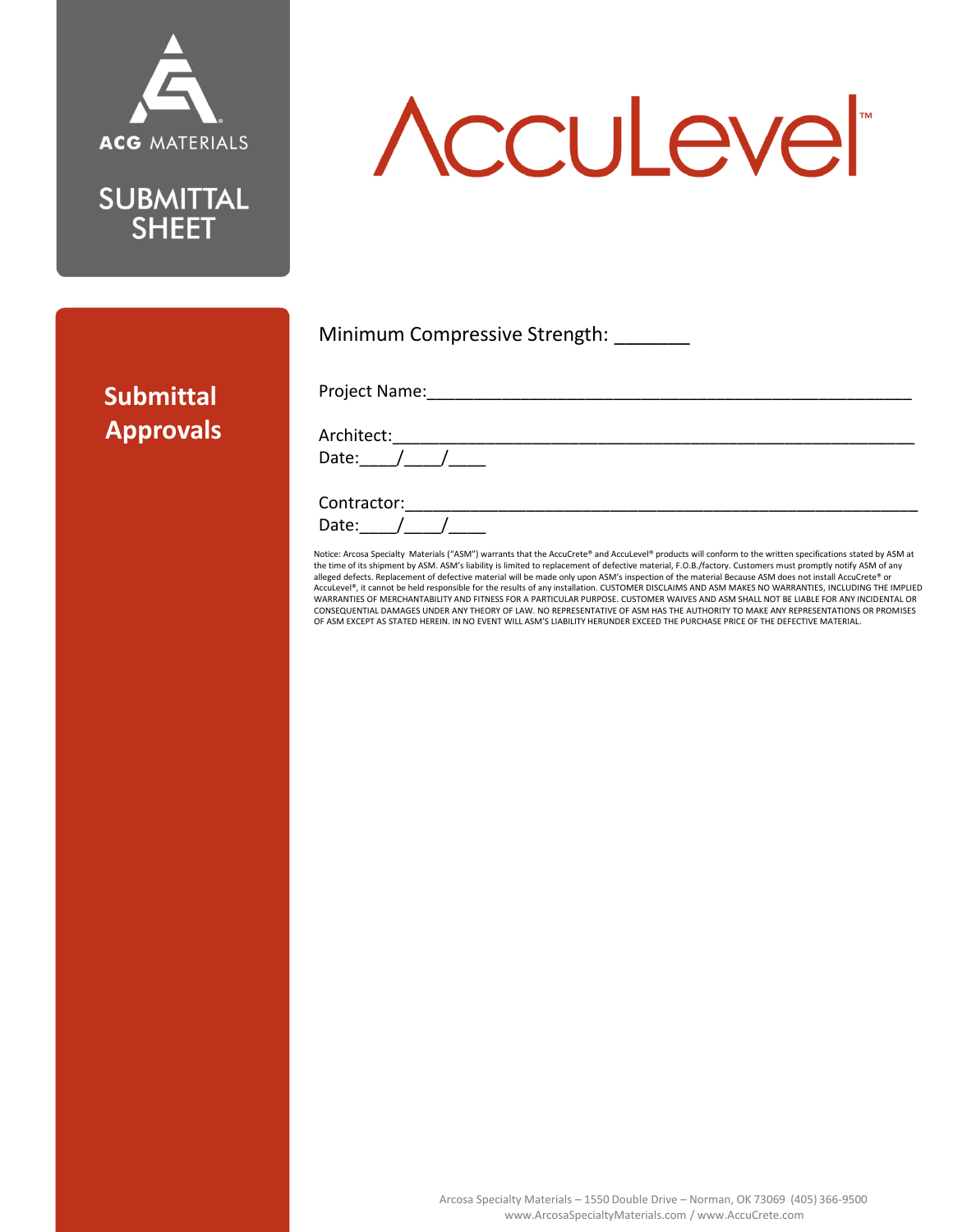ACG MATERIALS

# SUBMITTAL SHEET

# AccuLevel™

## Submittal Approvals

Minimum Compressive Strength: _______

Project Name:_____________________________________________________

Architect:________________________________________________________
Date:____/____/____

Contractor:_______________________________________________________
Date:____/____/____

Notice: Arcosa Specialty Materials ("ASM") warrants that the AccuCrete® and AccuLevel® products will conform to the written specifications stated by ASM at the time of its shipment by ASM. ASM's liability is limited to replacement of defective material, F.O.B./factory. Customers must promptly notify ASM of any alleged defects. Replacement of defective material will be made only upon ASM's inspection of the material Because ASM does not install AccuCrete® or AccuLevel®, it cannot be held responsible for the results of any installation. CUSTOMER DISCLAIMS AND ASM MAKES NO WARRANTIES, INCLUDING THE IMPLIED WARRANTIES OF MERCHANTABILITY AND FITNESS FOR A PARTICULAR PURPOSE. CUSTOMER WAIVES AND ASM SHALL NOT BE LIABLE FOR ANY INCIDENTAL OR CONSEQUENTIAL DAMAGES UNDER ANY THEORY OF LAW. NO REPRESENTATIVE OF ASM HAS THE AUTHORITY TO MAKE ANY REPRESENTATIONS OR PROMISES OF ASM EXCEPT AS STATED HEREIN. IN NO EVENT WILL ASM'S LIABILITY HERUNDER EXCEED THE PURCHASE PRICE OF THE DEFECTIVE MATERIAL.

Arcosa Specialty Materials – 1550 Double Drive – Norman, OK 73069 (405) 366-9500
www.ArcosaSpecialtyMaterials.com / www.AccuCrete.com